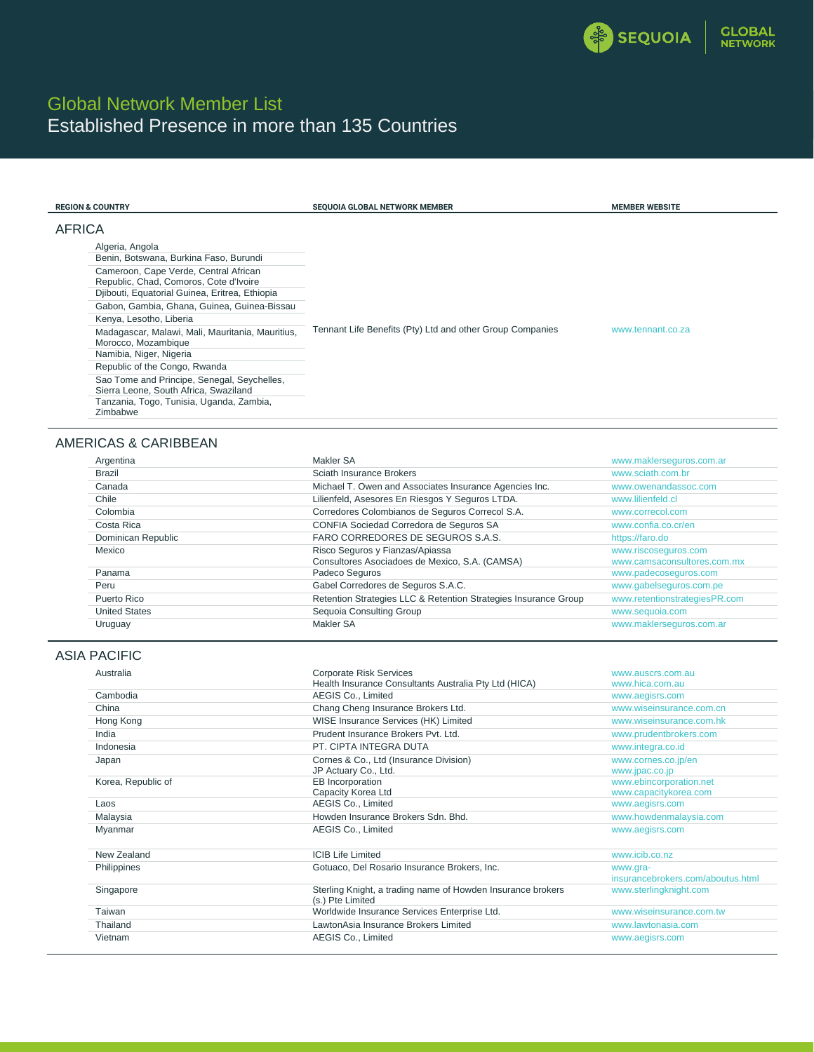# Global Network Member List

## Established Presence in more than 135 Countries

| REGION & COUNTRY | SEQUOIA GLOBAL NETWORK MEMBER | MEMBER WEBSITE |
|---|---|---|
| **AFRICA** | | |
| Algeria, Angola<br>Benin, Botswana, Burkina Faso, Burundi<br>Cameroon, Cape Verde, Central African Republic, Chad, Comoros, Cote d'Ivoire<br>Djibouti, Equatorial Guinea, Eritrea, Ethiopia<br>Gabon, Gambia, Ghana, Guinea, Guinea-Bissau<br>Kenya, Lesotho, Liberia<br>Madagascar, Malawi, Mali, Mauritania, Mauritius, Morocco, Mozambique<br>Namibia, Niger, Nigeria<br>Republic of the Congo, Rwanda<br>Sao Tome and Principe, Senegal, Seychelles, Sierra Leone, South Africa, Swaziland<br>Tanzania, Togo, Tunisia, Uganda, Zambia, Zimbabwe | Tennant Life Benefits (Pty) Ltd and other Group Companies | www.tennant.co.za |
| **AMERICAS & CARIBBEAN** | | |
| Argentina | Makler SA | www.maklerseguros.com.ar |
| Brazil | Sciath Insurance Brokers | www.sciath.com.br |
| Canada | Michael T. Owen and Associates Insurance Agencies Inc. | www.owenandassoc.com |
| Chile | Lilienfeld, Asesores En Riesgos Y Seguros LTDA. | www.lilienfeld.cl |
| Colombia | Corredores Colombianos de Seguros Correcol S.A. | www.correcol.com |
| Costa Rica | CONFIA Sociedad Corredora de Seguros SA | www.confia.co.cr/en |
| Dominican Republic | FARO CORREDORES DE SEGUROS S.A.S. | https://faro.do |
| Mexico | Risco Seguros y Fianzas/Apiassa<br>Consultores Asociadoes de Mexico, S.A. (CAMSA) | www.riscoseguros.com<br>www.camsaconsultores.com.mx |
| Panama | Padeco Seguros | www.padecoseguros.com |
| Peru | Gabel Corredores de Seguros S.A.C. | www.gabelseguros.com.pe |
| Puerto Rico | Retention Strategies LLC & Retention Strategies Insurance Group | www.retentionstrategiesPR.com |
| United States | Sequoia Consulting Group | www.sequoia.com |
| Uruguay | Makler SA | www.maklerseguros.com.ar |
| **ASIA PACIFIC** | | |
| Australia | Corporate Risk Services<br>Health Insurance Consultants Australia Pty Ltd (HICA) | www.auscrs.com.au<br>www.hica.com.au |
| Cambodia | AEGIS Co., Limited | www.aegisrs.com |
| China | Chang Cheng Insurance Brokers Ltd. | www.wiseinsurance.com.cn |
| Hong Kong | WISE Insurance Services (HK) Limited | www.wiseinsurance.com.hk |
| India | Prudent Insurance Brokers Pvt. Ltd. | www.prudentbrokers.com |
| Indonesia | PT. CIPTA INTEGRA DUTA | www.integra.co.id |
| Japan | Cornes & Co., Ltd (Insurance Division)<br>JP Actuary Co., Ltd. | www.cornes.co.jp/en<br>www.jpac.co.jp |
| Korea, Republic of | EB Incorporation<br>Capacity Korea Ltd | www.ebincorporation.net<br>www.capacitykorea.com |
| Laos | AEGIS Co., Limited | www.aegisrs.com |
| Malaysia | Howden Insurance Brokers Sdn. Bhd. | www.howdenmalaysia.com |
| Myanmar | AEGIS Co., Limited | www.aegisrs.com |
| New Zealand | ICIB Life Limited | www.icib.co.nz |
| Philippines | Gotuaco, Del Rosario Insurance Brokers, Inc. | www.gra-insurancebrokers.com/aboutus.html |
| Singapore | Sterling Knight, a trading name of Howden Insurance brokers (s.) Pte Limited | www.sterlingknight.com |
| Taiwan | Worldwide Insurance Services Enterprise Ltd. | www.wiseinsurance.com.tw |
| Thailand | LawtonAsia Insurance Brokers Limited | www.lawtonasia.com |
| Vietnam | AEGIS Co., Limited | www.aegisrs.com |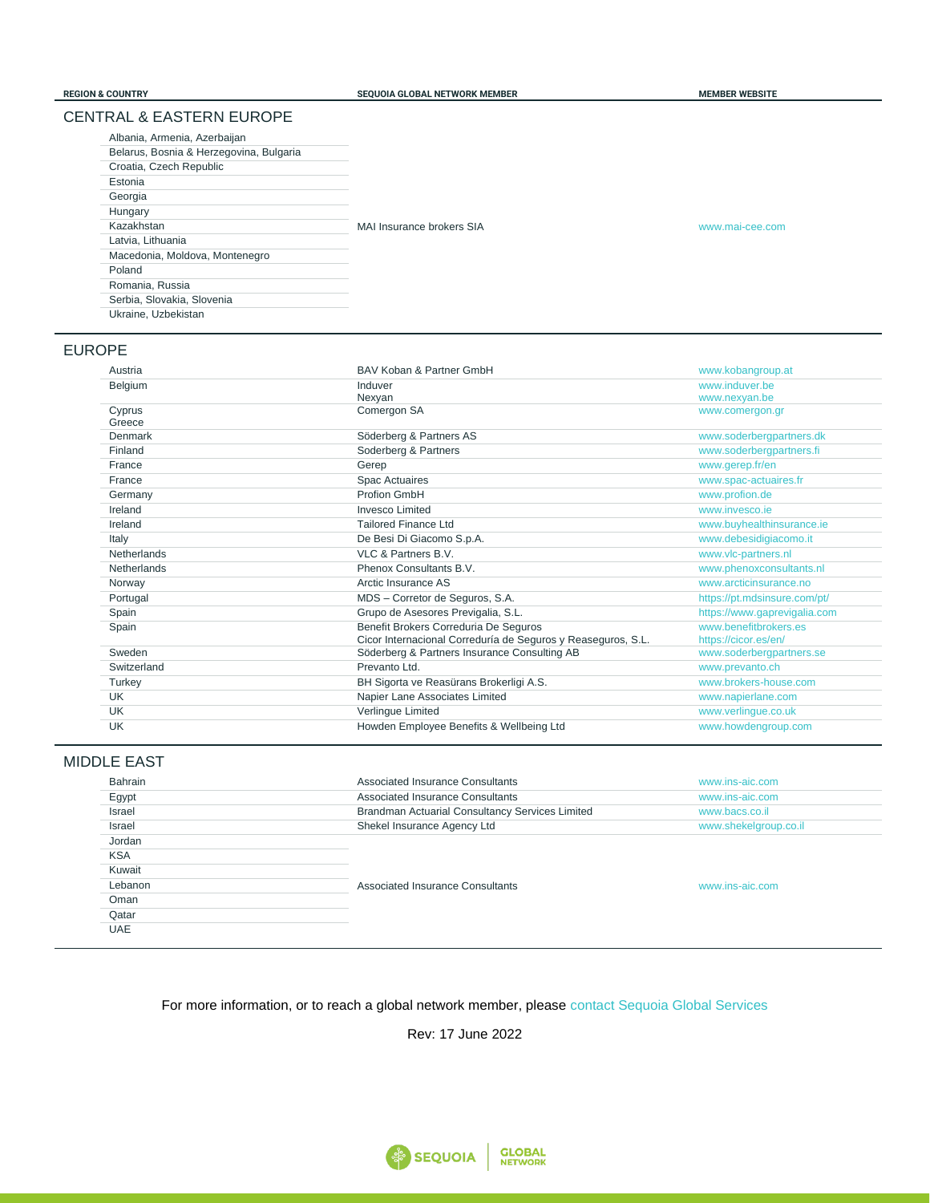| REGION & COUNTRY | SEQUOIA GLOBAL NETWORK MEMBER | MEMBER WEBSITE |
| --- | --- | --- |

## CENTRAL & EASTERN EUROPE

| | | |
| --- | --- | --- |
| Albania, Armenia, Azerbaijan | | |
| Belarus, Bosnia & Herzegovina, Bulgaria | | |
| Croatia, Czech Republic | | |
| Estonia | | |
| Georgia | | |
| Hungary | | |
| Kazakhstan | MAI Insurance brokers SIA | www.mai-cee.com |
| Latvia, Lithuania | | |
| Macedonia, Moldova, Montenegro | | |
| Poland | | |
| Romania, Russia | | |
| Serbia, Slovakia, Slovenia | | |
| Ukraine, Uzbekistan | | |

## EUROPE

| | | |
| --- | --- | --- |
| Austria | BAV Koban & Partner GmbH | www.kobangroup.at |
| Belgium | Induver<br>Nexyan | www.induver.be<br>www.nexyan.be |
| Cyprus<br>Greece | Comergon SA | www.comergon.gr |
| Denmark | Söderberg & Partners AS | www.soderbergpartners.dk |
| Finland | Soderberg & Partners | www.soderbergpartners.fi |
| France | Gerep | www.gerep.fr/en |
| France | Spac Actuaires | www.spac-actuaires.fr |
| Germany | Profion GmbH | www.profion.de |
| Ireland | Invesco Limited | www.invesco.ie |
| Ireland | Tailored Finance Ltd | www.buyhealthinsurance.ie |
| Italy | De Besi Di Giacomo S.p.A. | www.debesidigiacomo.it |
| Netherlands | VLC & Partners B.V. | www.vlc-partners.nl |
| Netherlands | Phenox Consultants B.V. | www.phenoxconsultants.nl |
| Norway | Arctic Insurance AS | www.arcticinsurance.no |
| Portugal | MDS – Corretor de Seguros, S.A. | https://pt.mdsinsure.com/pt/ |
| Spain | Grupo de Asesores Previgalia, S.L. | https://www.gaprevigalia.com |
| Spain | Benefit Brokers Correduria De Seguros<br>Cicor Internacional Correduría de Seguros y Reaseguros, S.L. | www.benefitbrokers.es<br>https://cicor.es/en/ |
| Sweden | Söderberg & Partners Insurance Consulting AB | www.soderbergpartners.se |
| Switzerland | Prevanto Ltd. | www.prevanto.ch |
| Turkey | BH Sigorta ve Reasürans Brokerligi A.S. | www.brokers-house.com |
| UK | Napier Lane Associates Limited | www.napierlane.com |
| UK | Verlingue Limited | www.verlingue.co.uk |
| UK | Howden Employee Benefits & Wellbeing Ltd | www.howdengroup.com |

## MIDDLE EAST

| | | |
| --- | --- | --- |
| Bahrain | Associated Insurance Consultants | www.ins-aic.com |
| Egypt | Associated Insurance Consultants | www.ins-aic.com |
| Israel | Brandman Actuarial Consultancy Services Limited | www.bacs.co.il |
| Israel | Shekel Insurance Agency Ltd | www.shekelgroup.co.il |
| Jordan | | |
| KSA | | |
| Kuwait | | |
| Lebanon | Associated Insurance Consultants | www.ins-aic.com |
| Oman | | |
| Qatar | | |
| UAE | | |

For more information, or to reach a global network member, please contact Sequoia Global Services

Rev: 17 June 2022